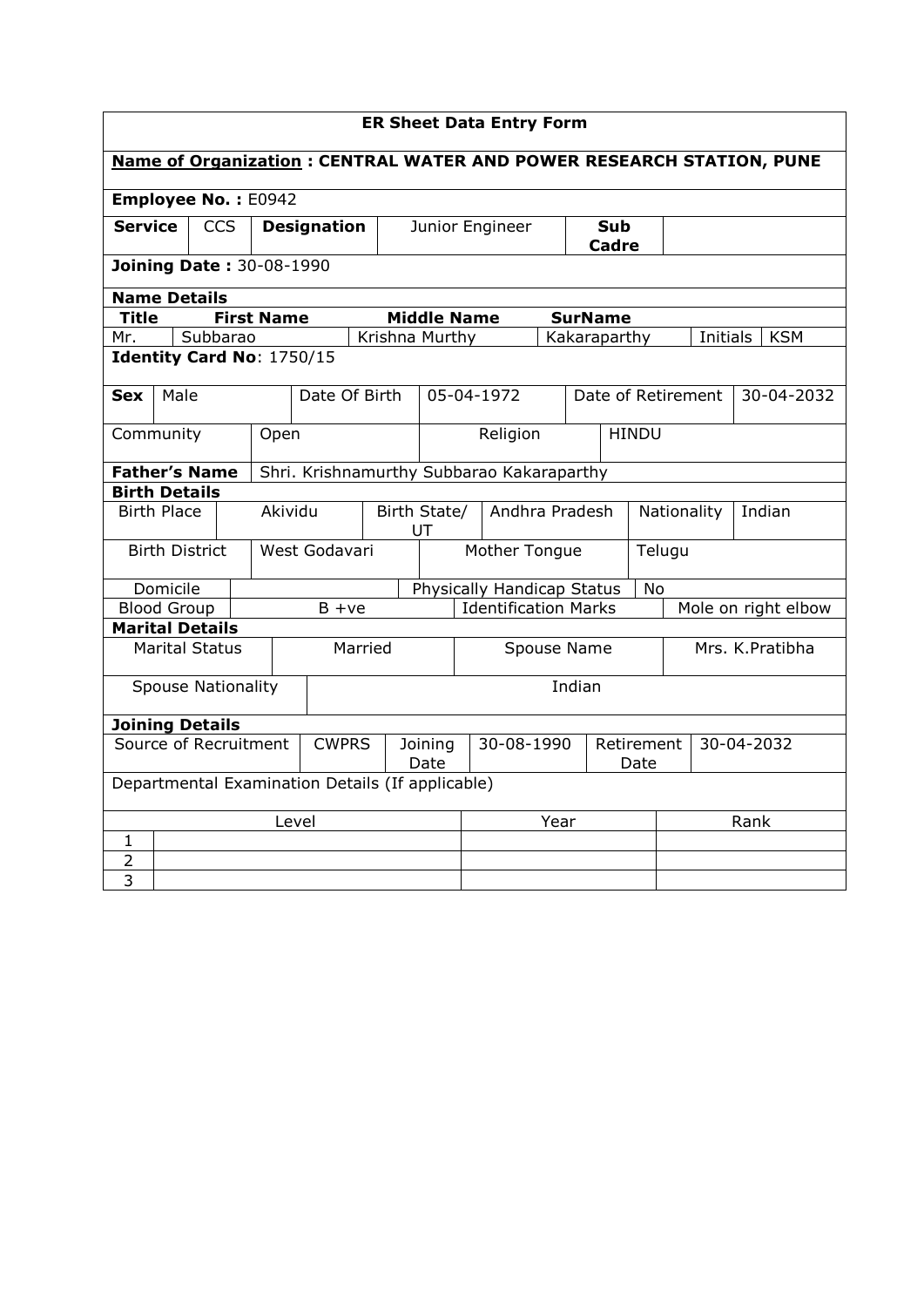# ER Sheet Data Entry Form

**Name of Organization : CENTRAL WATER AND POWER RESEARCH STATION, PUNE**

**Employee No. :** E0942

| **Service** | CCS | **Designation** | Junior Engineer | **Sub Cadre** | |
|---|---|---|---|---|---|

**Joining Date :** 30-08-1990

**Name Details**

| **Title** | **First Name** | **Middle Name** | **SurName** | | |
|---|---|---|---|---|---|
| Mr. | Subbarao | Krishna Murthy | Kakaraparthy | Initials | KSM |

**Identity Card No**: 1750/15

| **Sex** | Male | Date Of Birth | 05-04-1972 | Date of Retirement | 30-04-2032 |
|---|---|---|---|---|---|

| Community | Open | Religion | HINDU |
|---|---|---|---|

| **Father's Name** | Shri. Krishnamurthy Subbarao Kakaraparthy |
|---|---|

**Birth Details**

| Birth Place | Akividu | Birth State/ UT | Andhra Pradesh | Nationality | Indian |
|---|---|---|---|---|---|
| Birth District | West Godavari | Mother Tongue | Telugu | | |
| Domicile | | Physically Handicap Status | No | | |
| Blood Group | B +ve | Identification Marks | Mole on right elbow | | |

**Marital Details**

| Marital Status | Married | Spouse Name | Mrs. K.Pratibha |
|---|---|---|---|
| Spouse Nationality | Indian | | |

**Joining Details**

| Source of Recruitment | CWPRS | Joining Date | 30-08-1990 | Retirement Date | 30-04-2032 |
|---|---|---|---|---|---|

Departmental Examination Details (If applicable)

| | Level | Year | Rank |
|---|---|---|---|
| 1 | | | |
| 2 | | | |
| 3 | | | |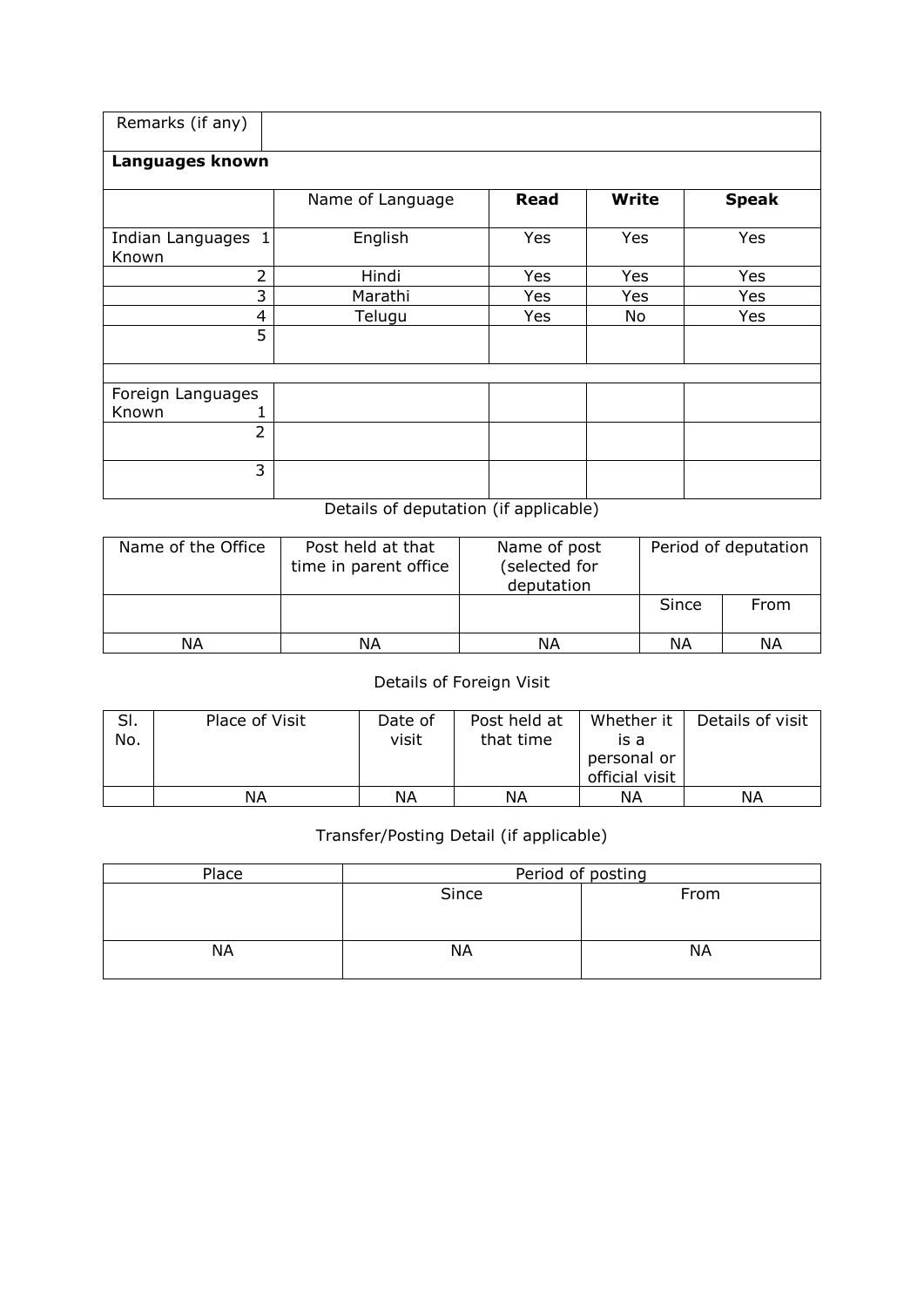| Remarks (if any) | | | | |
|---|---|---|---|---|
| **Languages known** | | | | |
| | Name of Language | **Read** | **Write** | **Speak** |
| Indian Languages Known 1 | English | Yes | Yes | Yes |
| 2 | Hindi | Yes | Yes | Yes |
| 3 | Marathi | Yes | Yes | Yes |
| 4 | Telugu | Yes | No | Yes |
| 5 | | | | |
| | | | | |
| Foreign Languages Known 1 | | | | |
| 2 | | | | |
| 3 | | | | |

Details of deputation (if applicable)

| Name of the Office | Post held at that time in parent office | Name of post (selected for deputation | Period of deputation | |
|---|---|---|---|---|
| | | | Since | From |
| NA | NA | NA | NA | NA |

Details of Foreign Visit

| Sl. No. | Place of Visit | Date of visit | Post held at that time | Whether it is a personal or official visit | Details of visit |
|---|---|---|---|---|---|
| | NA | NA | NA | NA | NA |

Transfer/Posting Detail (if applicable)

| Place | Period of posting | |
|---|---|---|
| | Since | From |
| NA | NA | NA |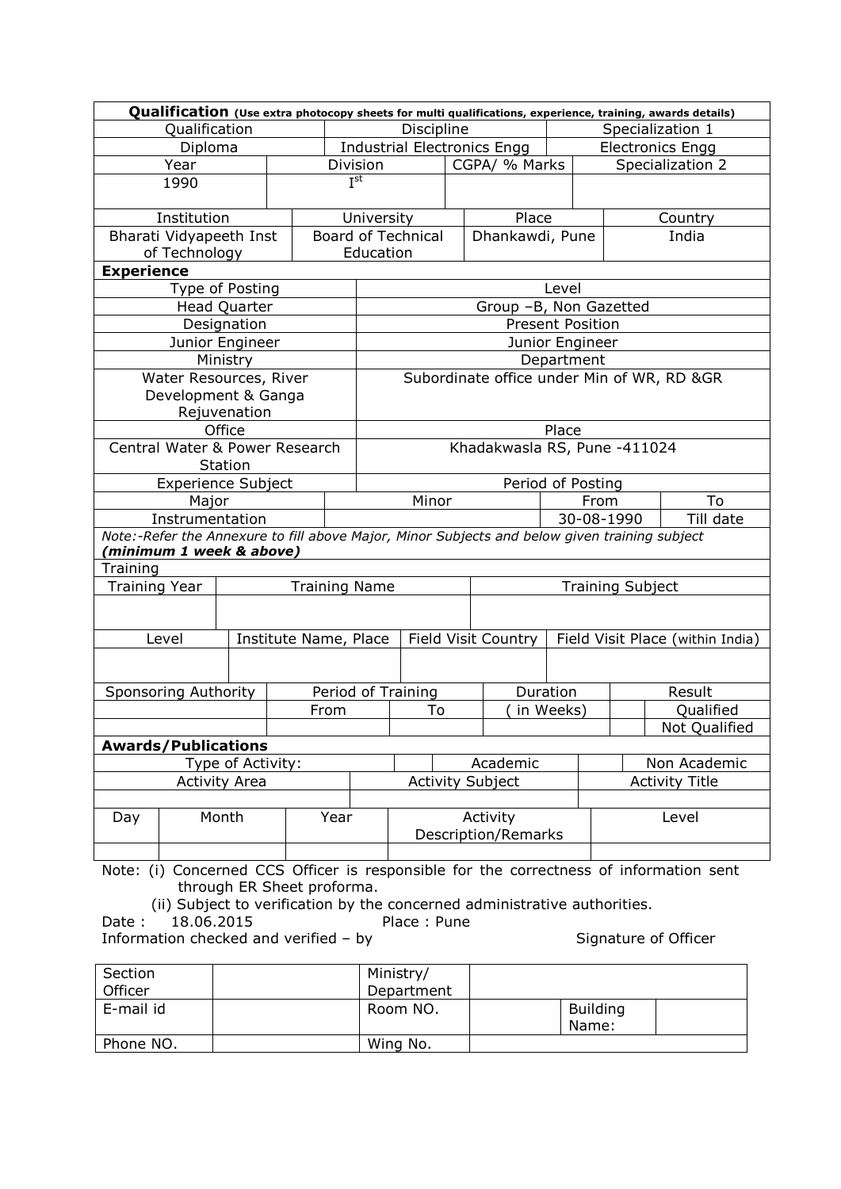**Qualification** (Use extra photocopy sheets for multi qualifications, experience, training, awards details)

| Qualification | Discipline | Specialization 1 |
| --- | --- | --- |
| Diploma | Industrial Electronics Engg | Electronics Engg |

| Year | Division | CGPA/ % Marks | Specialization 2 |
| --- | --- | --- | --- |
| 1990 | I[st] | | |

| Institution | University | Place | Country |
| --- | --- | --- | --- |
| Bharati Vidyapeeth Inst of Technology | Board of Technical Education | Dhankawdi, Pune | India |

**Experience**

| Type of Posting | Level |
| --- | --- |
| Head Quarter | Group –B, Non Gazetted |
| **Designation** | **Present Position** |
| Junior Engineer | Junior Engineer |
| **Ministry** | **Department** |
| Water Resources, River Development & Ganga Rejuvenation | Subordinate office under Min of WR, RD &GR |
| **Office** | **Place** |
| Central Water & Power Research Station | Khadakwasla RS, Pune -411024 |

| Experience Subject | | Period of Posting | |
| --- | --- | --- | --- |
| Major | Minor | From | To |
| Instrumentation | | 30-08-1990 | Till date |

*Note:-Refer the Annexure to fill above Major, Minor Subjects and below given training subject* ***(minimum 1 week & above)***

Training

| Training Year | Training Name | Training Subject |
| --- | --- | --- |
| | | |

| Level | Institute Name, Place | Field Visit Country | Field Visit Place (within India) |
| --- | --- | --- | --- |
| | | | |

| Sponsoring Authority | Period of Training | | Duration | Result | |
| --- | --- | --- | --- | --- | --- |
| | From | To | ( in Weeks) | | Qualified |
| | | | | | Not Qualified |

**Awards/Publications**

| Type of Activity: | | Academic | | Non Academic |
| --- | --- | --- | --- | --- |

| Activity Area | Activity Subject | Activity Title |
| --- | --- | --- |
| | | |

| Day | Month | Year | Activity Description/Remarks | Level |
| --- | --- | --- | --- | --- |
| | | | | |

Note: (i) Concerned CCS Officer is responsible for the correctness of information sent through ER Sheet proforma.

(ii) Subject to verification by the concerned administrative authorities.

Date : 18.06.2015 Place : Pune

Information checked and verified – by Signature of Officer

| | | | | | |
| --- | --- | --- | --- | --- | --- |
| Section Officer | | Ministry/ Department | | | |
| E-mail id | | Room NO. | | Building Name: | |
| Phone NO. | | Wing No. | | | |